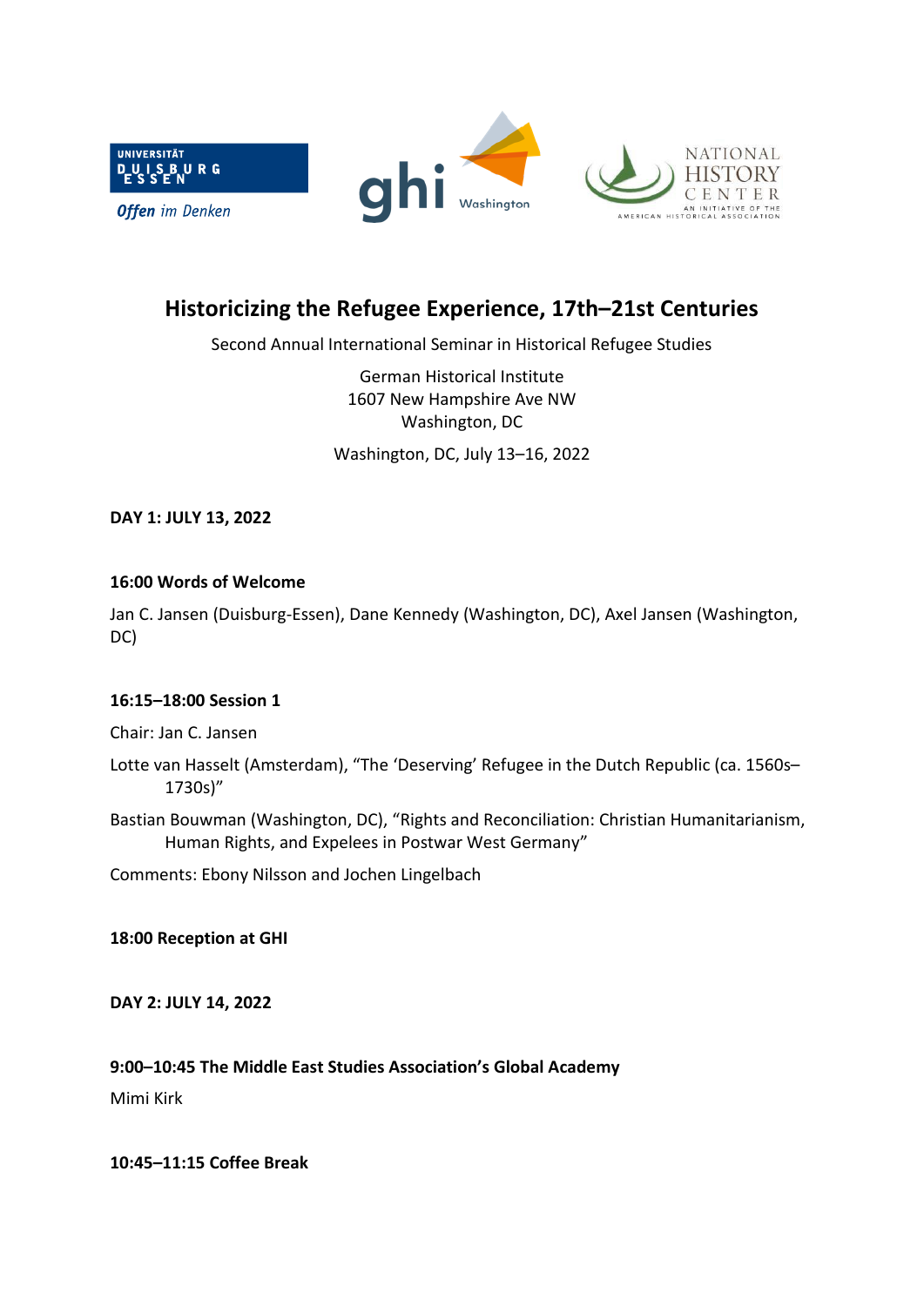# Historicizing the Refugee Experience, 17th–21st Centuries

Second Annual International Seminar in Historical Refugee Studies

German Historical Institute
1607 New Hampshire Ave NW
Washington, DC

Washington, DC, July 13–16, 2022

**DAY 1: JULY 13, 2022**

**16:00 Words of Welcome**

Jan C. Jansen (Duisburg-Essen), Dane Kennedy (Washington, DC), Axel Jansen (Washington, DC)

**16:15–18:00 Session 1**

Chair: Jan C. Jansen

Lotte van Hasselt (Amsterdam), "The 'Deserving' Refugee in the Dutch Republic (ca. 1560s–1730s)"

Bastian Bouwman (Washington, DC), "Rights and Reconciliation: Christian Humanitarianism, Human Rights, and Expelees in Postwar West Germany"

Comments: Ebony Nilsson and Jochen Lingelbach

**18:00 Reception at GHI**

**DAY 2: JULY 14, 2022**

**9:00–10:45 The Middle East Studies Association's Global Academy**

Mimi Kirk

**10:45–11:15 Coffee Break**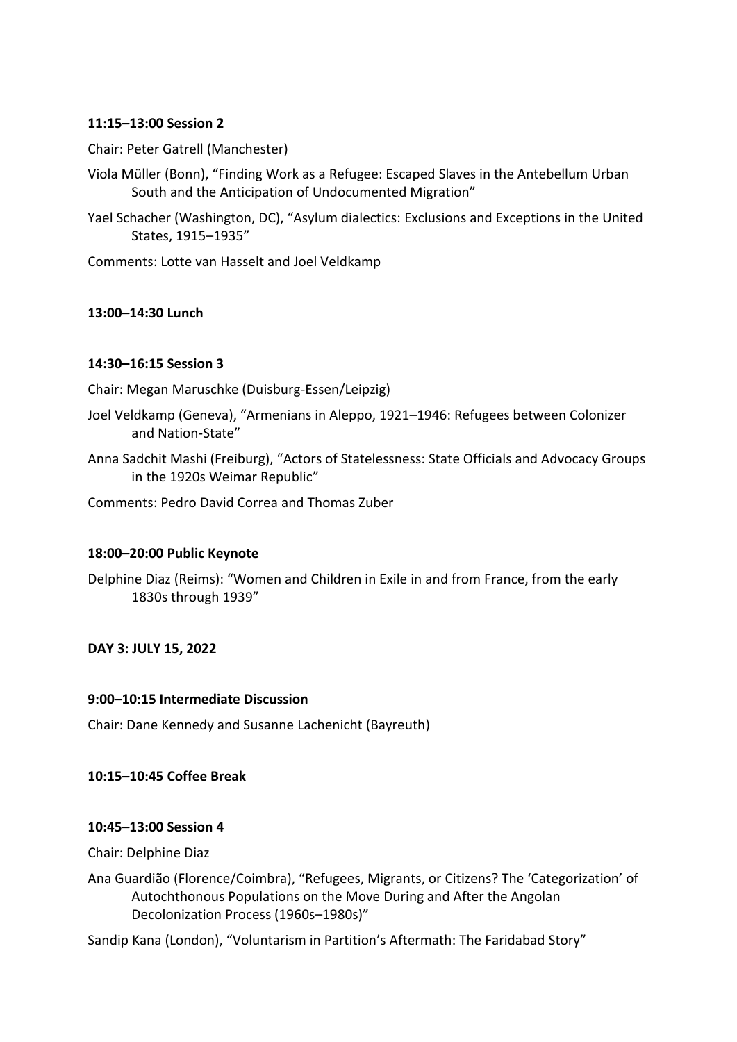**11:15–13:00 Session 2**

Chair: Peter Gatrell (Manchester)

Viola Müller (Bonn), "Finding Work as a Refugee: Escaped Slaves in the Antebellum Urban South and the Anticipation of Undocumented Migration"

Yael Schacher (Washington, DC), "Asylum dialectics: Exclusions and Exceptions in the United States, 1915–1935"

Comments: Lotte van Hasselt and Joel Veldkamp

**13:00–14:30 Lunch**

**14:30–16:15 Session 3**

Chair: Megan Maruschke (Duisburg-Essen/Leipzig)

Joel Veldkamp (Geneva), "Armenians in Aleppo, 1921–1946: Refugees between Colonizer and Nation-State"

Anna Sadchit Mashi (Freiburg), "Actors of Statelessness: State Officials and Advocacy Groups in the 1920s Weimar Republic"

Comments: Pedro David Correa and Thomas Zuber

**18:00–20:00 Public Keynote**

Delphine Diaz (Reims): "Women and Children in Exile in and from France, from the early 1830s through 1939"

**DAY 3: JULY 15, 2022**

**9:00–10:15 Intermediate Discussion**

Chair: Dane Kennedy and Susanne Lachenicht (Bayreuth)

**10:15–10:45 Coffee Break**

**10:45–13:00 Session 4**

Chair: Delphine Diaz

Ana Guardião (Florence/Coimbra), "Refugees, Migrants, or Citizens? The 'Categorization' of Autochthonous Populations on the Move During and After the Angolan Decolonization Process (1960s–1980s)"

Sandip Kana (London), "Voluntarism in Partition's Aftermath: The Faridabad Story"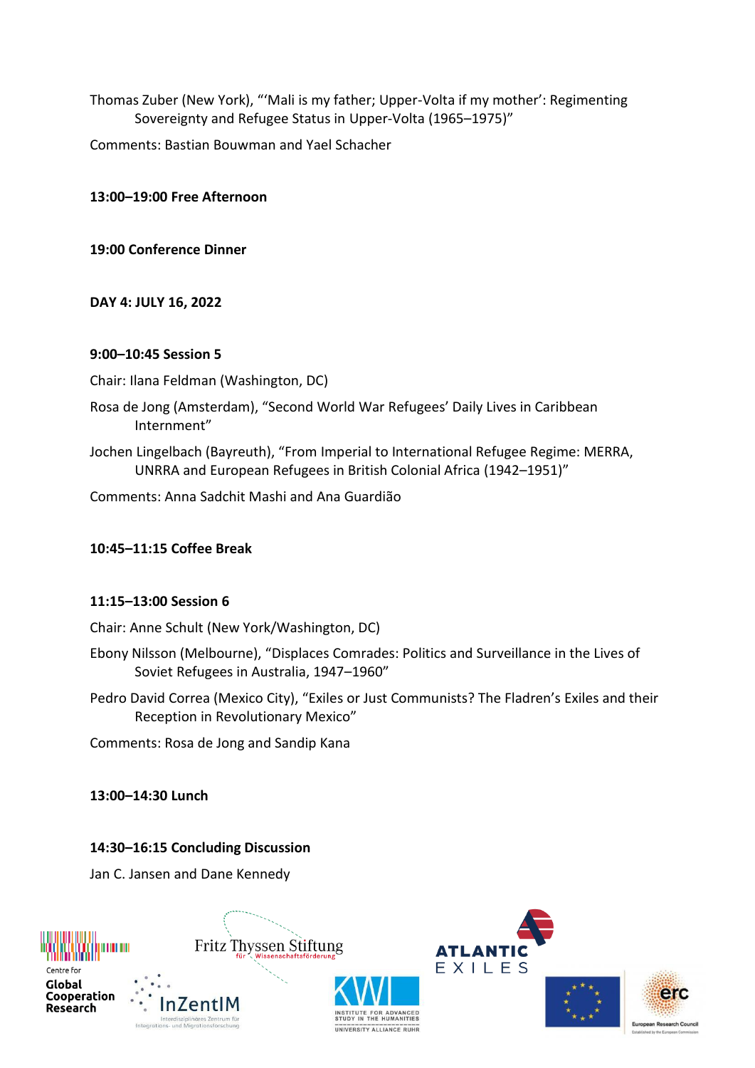Thomas Zuber (New York), "'Mali is my father; Upper-Volta if my mother': Regimenting Sovereignty and Refugee Status in Upper-Volta (1965–1975)"

Comments: Bastian Bouwman and Yael Schacher

**13:00–19:00 Free Afternoon**

**19:00 Conference Dinner**

**DAY 4: JULY 16, 2022**

**9:00–10:45 Session 5**

Chair: Ilana Feldman (Washington, DC)

Rosa de Jong (Amsterdam), "Second World War Refugees' Daily Lives in Caribbean Internment"

Jochen Lingelbach (Bayreuth), "From Imperial to International Refugee Regime: MERRA, UNRRA and European Refugees in British Colonial Africa (1942–1951)"

Comments: Anna Sadchit Mashi and Ana Guardião

**10:45–11:15 Coffee Break**

**11:15–13:00 Session 6**

Chair: Anne Schult (New York/Washington, DC)

Ebony Nilsson (Melbourne), "Displaces Comrades: Politics and Surveillance in the Lives of Soviet Refugees in Australia, 1947–1960"

Pedro David Correa (Mexico City), "Exiles or Just Communists? The Fladren's Exiles and their Reception in Revolutionary Mexico"

Comments: Rosa de Jong and Sandip Kana

**13:00–14:30 Lunch**

**14:30–16:15 Concluding Discussion**

Jan C. Jansen and Dane Kennedy